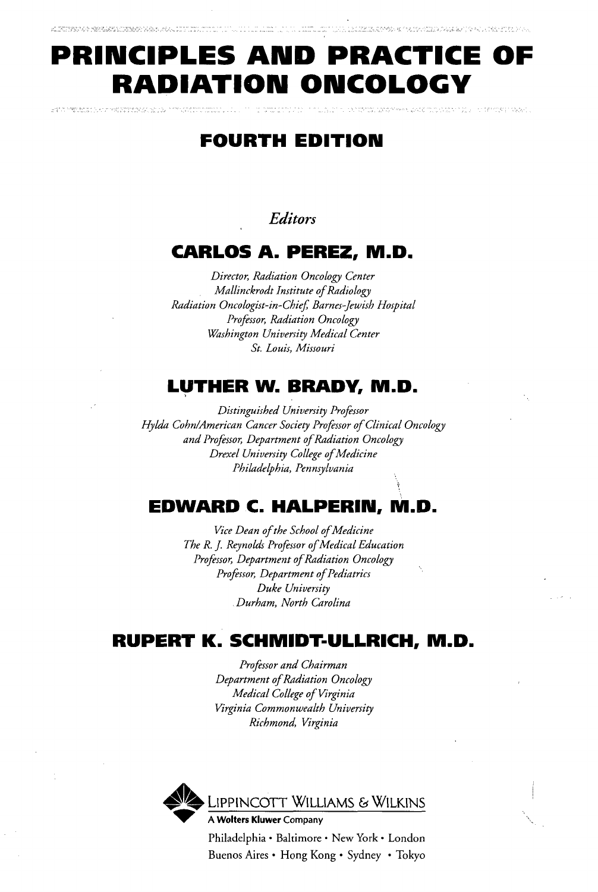# PRINCIPLES AND PRACTICE OF RADIATION ONCOLOGY

## FOURTH EDITION

*Editors*

### CARLOS A. PEREZ, M.D.

*Director, Radiation Oncology Center*
*Mallinckrodt Institute of Radiology*
*Radiation Oncologist-in-Chief, Barnes-Jewish Hospital*
*Professor, Radiation Oncology*
*Washington University Medical Center*
*St. Louis, Missouri*

### LUTHER W. BRADY, M.D.

*Distinguished University Professor*
*Hylda Cohn/American Cancer Society Professor of Clinical Oncology*
*and Professor, Department of Radiation Oncology*
*Drexel University College of Medicine*
*Philadelphia, Pennsylvania*

### EDWARD C. HALPERIN, M.D.

*Vice Dean of the School of Medicine*
*The R. J. Reynolds Professor of Medical Education*
*Professor, Department of Radiation Oncology*
*Professor, Department of Pediatrics*
*Duke University*
*Durham, North Carolina*

### RUPERT K. SCHMIDT-ULLRICH, M.D.

*Professor and Chairman*
*Department of Radiation Oncology*
*Medical College of Virginia*
*Virginia Commonwealth University*
*Richmond, Virginia*

LIPPINCOTT WILLIAMS & WILKINS
**A Wolters Kluwer Company**
Philadelphia • Baltimore • New York • London
Buenos Aires • Hong Kong • Sydney • Tokyo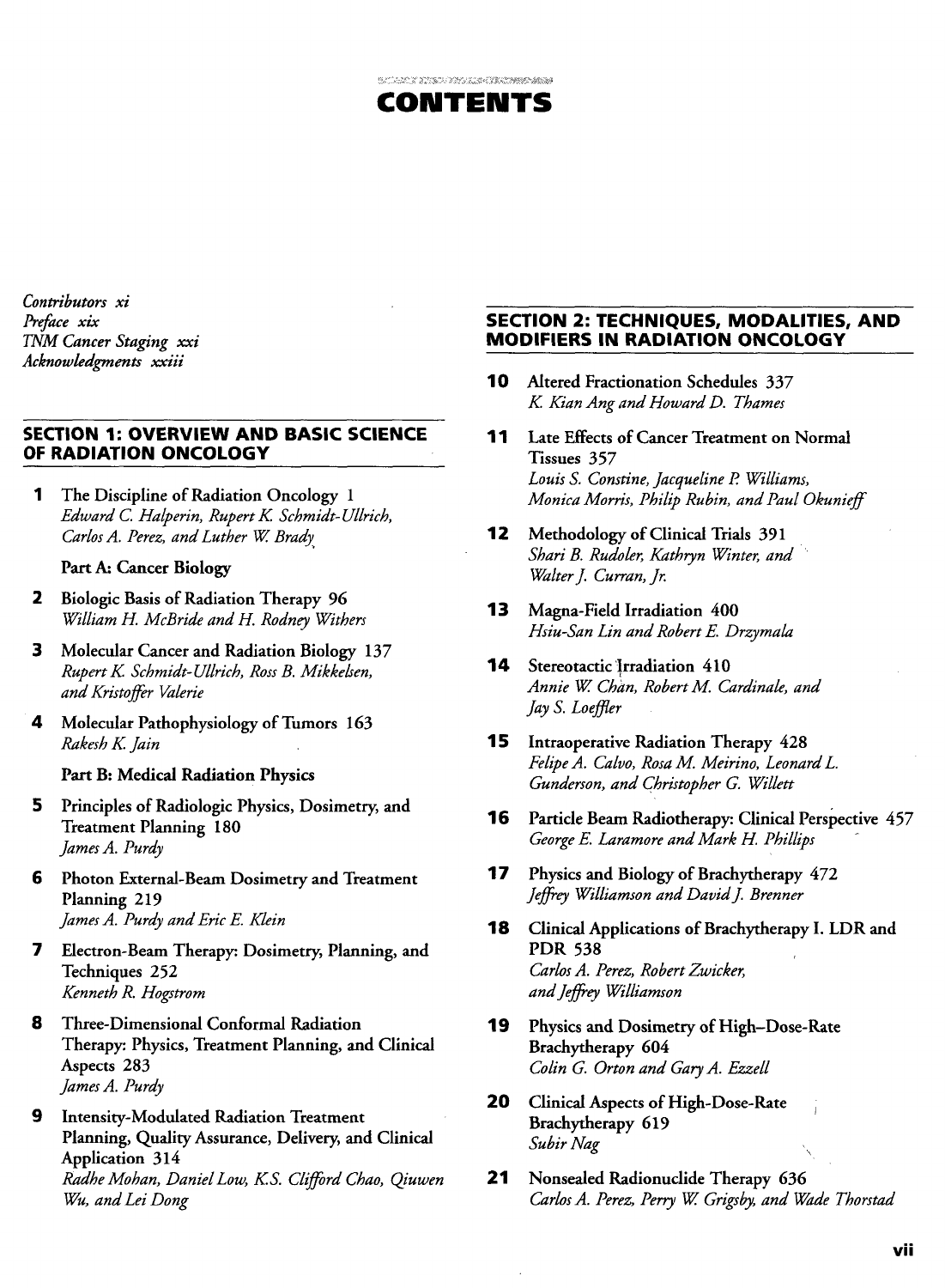# CONTENTS

*Contributors* xi
*Preface* xix
*TNM Cancer Staging* xxi
*Acknowledgments* xxiii

## SECTION 1: OVERVIEW AND BASIC SCIENCE OF RADIATION ONCOLOGY

**1** The Discipline of Radiation Oncology 1
*Edward C. Halperin, Rupert K. Schmidt-Ullrich, Carlos A. Perez, and Luther W. Brady*

**Part A: Cancer Biology**

**2** Biologic Basis of Radiation Therapy 96
*William H. McBride and H. Rodney Withers*

**3** Molecular Cancer and Radiation Biology 137
*Rupert K. Schmidt-Ullrich, Ross B. Mikkelsen, and Kristoffer Valerie*

**4** Molecular Pathophysiology of Tumors 163
*Rakesh K. Jain*

**Part B: Medical Radiation Physics**

**5** Principles of Radiologic Physics, Dosimetry, and Treatment Planning 180
*James A. Purdy*

**6** Photon External-Beam Dosimetry and Treatment Planning 219
*James A. Purdy and Eric E. Klein*

**7** Electron-Beam Therapy: Dosimetry, Planning, and Techniques 252
*Kenneth R. Hogstrom*

**8** Three-Dimensional Conformal Radiation Therapy: Physics, Treatment Planning, and Clinical Aspects 283
*James A. Purdy*

**9** Intensity-Modulated Radiation Treatment Planning, Quality Assurance, Delivery, and Clinical Application 314
*Radhe Mohan, Daniel Low, K.S. Clifford Chao, Qiuwen Wu, and Lei Dong*

## SECTION 2: TECHNIQUES, MODALITIES, AND MODIFIERS IN RADIATION ONCOLOGY

**10** Altered Fractionation Schedules 337
*K. Kian Ang and Howard D. Thames*

**11** Late Effects of Cancer Treatment on Normal Tissues 357
*Louis S. Constine, Jacqueline P. Williams, Monica Morris, Philip Rubin, and Paul Okunieff*

**12** Methodology of Clinical Trials 391
*Shari B. Rudoler, Kathryn Winter, and Walter J. Curran, Jr.*

**13** Magna-Field Irradiation 400
*Hsiu-San Lin and Robert E. Drzymala*

**14** Stereotactic Irradiation 410
*Annie W. Chan, Robert M. Cardinale, and Jay S. Loeffler*

**15** Intraoperative Radiation Therapy 428
*Felipe A. Calvo, Rosa M. Meirino, Leonard L. Gunderson, and Christopher G. Willett*

**16** Particle Beam Radiotherapy: Clinical Perspective 457
*George E. Laramore and Mark H. Phillips*

**17** Physics and Biology of Brachytherapy 472
*Jeffrey Williamson and David J. Brenner*

**18** Clinical Applications of Brachytherapy I. LDR and PDR 538
*Carlos A. Perez, Robert Zwicker, and Jeffrey Williamson*

**19** Physics and Dosimetry of High-Dose-Rate Brachytherapy 604
*Colin G. Orton and Gary A. Ezzell*

**20** Clinical Aspects of High-Dose-Rate Brachytherapy 619
*Subir Nag*

**21** Nonsealed Radionuclide Therapy 636
*Carlos A. Perez, Perry W. Grigsby, and Wade Thorstad*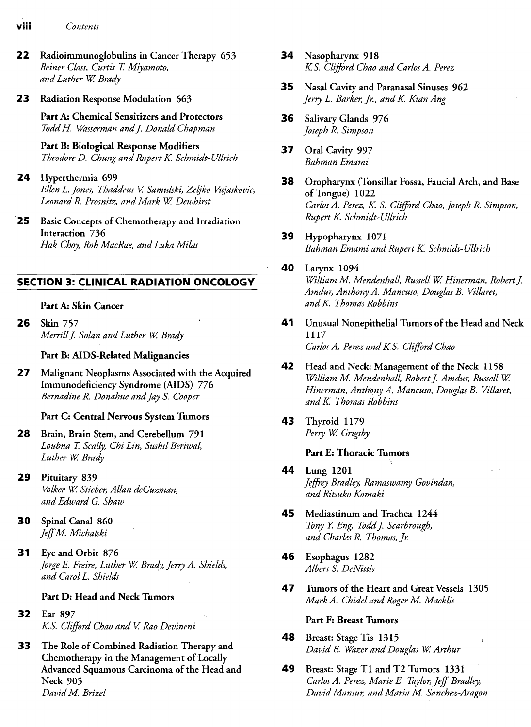**22** Radioimmunoglobulins in Cancer Therapy 653
*Reiner Class, Curtis T. Miyamoto, and Luther W. Brady*

**23** Radiation Response Modulation 663

**Part A: Chemical Sensitizers and Protectors**
*Todd H. Wasserman and J. Donald Chapman*

**Part B: Biological Response Modifiers**
*Theodore D. Chung and Rupert K. Schmidt-Ullrich*

**24** Hyperthermia 699
*Ellen L. Jones, Thaddeus V. Samulski, Zeljko Vujaskovic, Leonard R. Prosnitz, and Mark W. Dewhirst*

**25** Basic Concepts of Chemotherapy and Irradiation Interaction 736
*Hak Choy, Rob MacRae, and Luka Milas*

## SECTION 3: CLINICAL RADIATION ONCOLOGY

**Part A: Skin Cancer**

**26** Skin 757
*Merrill J. Solan and Luther W. Brady*

**Part B: AIDS-Related Malignancies**

**27** Malignant Neoplasms Associated with the Acquired Immunodeficiency Syndrome (AIDS) 776
*Bernadine R. Donahue and Jay S. Cooper*

**Part C: Central Nervous System Tumors**

**28** Brain, Brain Stem, and Cerebellum 791
*Loubna T. Scally, Chi Lin, Sushil Beriwal, Luther W. Brady*

**29** Pituitary 839
*Volker W. Stieber, Allan deGuzman, and Edward G. Shaw*

**30** Spinal Canal 860
*Jeff M. Michalski*

**31** Eye and Orbit 876
*Jorge E. Freire, Luther W. Brady, Jerry A. Shields, and Carol L. Shields*

**Part D: Head and Neck Tumors**

**32** Ear 897
*K.S. Clifford Chao and V. Rao Devineni*

**33** The Role of Combined Radiation Therapy and Chemotherapy in the Management of Locally Advanced Squamous Carcinoma of the Head and Neck 905
*David M. Brizel*

**34** Nasopharynx 918
*K.S. Clifford Chao and Carlos A. Perez*

**35** Nasal Cavity and Paranasal Sinuses 962
*Jerry L. Barker, Jr., and K. Kian Ang*

**36** Salivary Glands 976
*Joseph R. Simpson*

**37** Oral Cavity 997
*Bahman Emami*

**38** Oropharynx (Tonsillar Fossa, Faucial Arch, and Base of Tongue) 1022
*Carlos A. Perez, K. S. Clifford Chao, Joseph R. Simpson, Rupert K. Schmidt-Ullrich*

**39** Hypopharynx 1071
*Bahman Emami and Rupert K. Schmidt-Ullrich*

**40** Larynx 1094
*William M. Mendenhall, Russell W. Hinerman, Robert J. Amdur, Anthony A. Mancuso, Douglas B. Villaret, and K. Thomas Robbins*

**41** Unusual Nonepithelial Tumors of the Head and Neck 1117
*Carlos A. Perez and K.S. Clifford Chao*

**42** Head and Neck: Management of the Neck 1158
*William M. Mendenhall, Robert J. Amdur, Russell W. Hinerman, Anthony A. Mancuso, Douglas B. Villaret, and K. Thomas Robbins*

**43** Thyroid 1179
*Perry W. Grigsby*

**Part E: Thoracic Tumors**

**44** Lung 1201
*Jeffrey Bradley, Ramaswamy Govindan, and Ritsuko Komaki*

**45** Mediastinum and Trachea 1244
*Tony Y. Eng, Todd J. Scarbrough, and Charles R. Thomas, Jr.*

**46** Esophagus 1282
*Albert S. DeNittis*

**47** Tumors of the Heart and Great Vessels 1305
*Mark A. Chidel and Roger M. Macklis*

**Part F: Breast Tumors**

**48** Breast: Stage Tis 1315
*David E. Wazer and Douglas W. Arthur*

**49** Breast: Stage T1 and T2 Tumors 1331
*Carlos A. Perez, Marie E. Taylor, Jeff Bradley, David Mansur, and Maria M. Sanchez-Aragon*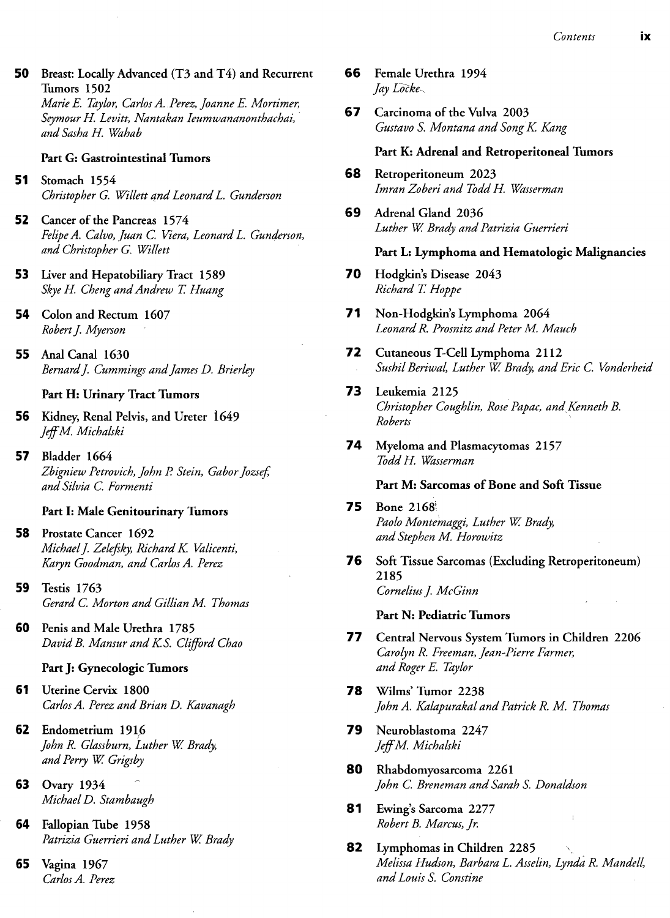**50** Breast: Locally Advanced (T3 and T4) and Recurrent Tumors 1502
*Marie E. Taylor, Carlos A. Perez, Joanne E. Mortimer, Seymour H. Levitt, Nantakan Ieumwananonthachai, and Sasha H. Wahab*

### Part G: Gastrointestinal Tumors

**51** Stomach 1554
*Christopher G. Willett and Leonard L. Gunderson*

**52** Cancer of the Pancreas 1574
*Felipe A. Calvo, Juan C. Viera, Leonard L. Gunderson, and Christopher G. Willett*

**53** Liver and Hepatobiliary Tract 1589
*Skye H. Cheng and Andrew T. Huang*

**54** Colon and Rectum 1607
*Robert J. Myerson*

**55** Anal Canal 1630
*Bernard J. Cummings and James D. Brierley*

### Part H: Urinary Tract Tumors

**56** Kidney, Renal Pelvis, and Ureter 1649
*Jeff M. Michalski*

**57** Bladder 1664
*Zbigniew Petrovich, John P. Stein, Gabor Jozsef, and Silvia C. Formenti*

### Part I: Male Genitourinary Tumors

**58** Prostate Cancer 1692
*Michael J. Zelefsky, Richard K. Valicenti, Karyn Goodman, and Carlos A. Perez*

**59** Testis 1763
*Gerard C. Morton and Gillian M. Thomas*

**60** Penis and Male Urethra 1785
*David B. Mansur and K.S. Clifford Chao*

### Part J: Gynecologic Tumors

**61** Uterine Cervix 1800
*Carlos A. Perez and Brian D. Kavanagh*

**62** Endometrium 1916
*John R. Glassburn, Luther W. Brady, and Perry W. Grigsby*

**63** Ovary 1934
*Michael D. Stambaugh*

**64** Fallopian Tube 1958
*Patrizia Guerrieri and Luther W. Brady*

**65** Vagina 1967
*Carlos A. Perez*

**66** Female Urethra 1994
*Jay Locke*

**67** Carcinoma of the Vulva 2003
*Gustavo S. Montana and Song K. Kang*

### Part K: Adrenal and Retroperitoneal Tumors

**68** Retroperitoneum 2023
*Imran Zoberi and Todd H. Wasserman*

**69** Adrenal Gland 2036
*Luther W. Brady and Patrizia Guerrieri*

### Part L: Lymphoma and Hematologic Malignancies

**70** Hodgkin's Disease 2043
*Richard T. Hoppe*

**71** Non-Hodgkin's Lymphoma 2064
*Leonard R. Prosnitz and Peter M. Mauch*

**72** Cutaneous T-Cell Lymphoma 2112
*Sushil Beriwal, Luther W. Brady, and Eric C. Vonderheid*

**73** Leukemia 2125
*Christopher Coughlin, Rose Papac, and Kenneth B. Roberts*

**74** Myeloma and Plasmacytomas 2157
*Todd H. Wasserman*

### Part M: Sarcomas of Bone and Soft Tissue

**75** Bone 2168
*Paolo Montemaggi, Luther W. Brady, and Stephen M. Horowitz*

**76** Soft Tissue Sarcomas (Excluding Retroperitoneum) 2185
*Cornelius J. McGinn*

### Part N: Pediatric Tumors

**77** Central Nervous System Tumors in Children 2206
*Carolyn R. Freeman, Jean-Pierre Farmer, and Roger E. Taylor*

**78** Wilms' Tumor 2238
*John A. Kalapurakal and Patrick R. M. Thomas*

**79** Neuroblastoma 2247
*Jeff M. Michalski*

**80** Rhabdomyosarcoma 2261
*John C. Breneman and Sarah S. Donaldson*

**81** Ewing's Sarcoma 2277
*Robert B. Marcus, Jr.*

**82** Lymphomas in Children 2285
*Melissa Hudson, Barbara L. Asselin, Lynda R. Mandell, and Louis S. Constine*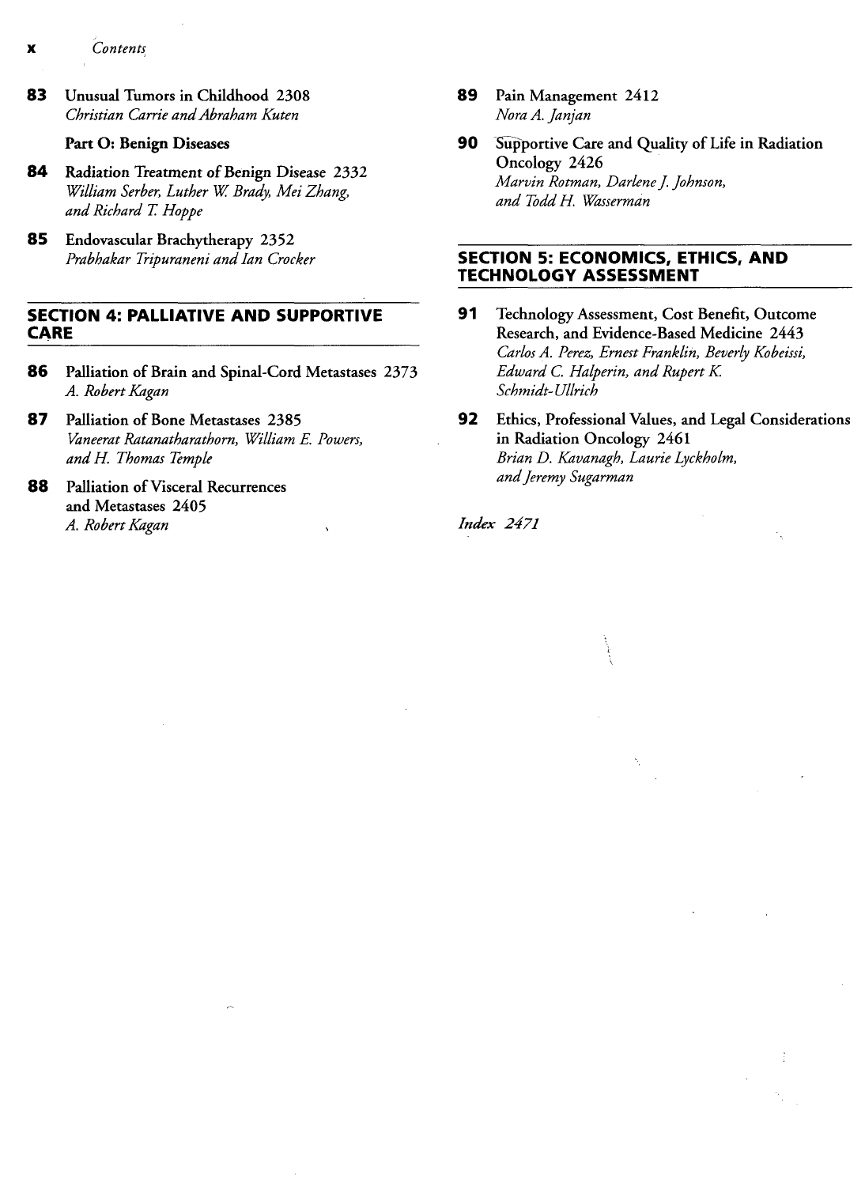**83** Unusual Tumors in Childhood 2308
*Christian Carrie and Abraham Kuten*

**Part O: Benign Diseases**

**84** Radiation Treatment of Benign Disease 2332
*William Serber, Luther W. Brady, Mei Zhang, and Richard T. Hoppe*

**85** Endovascular Brachytherapy 2352
*Prabhakar Tripuraneni and Ian Crocker*

## SECTION 4: PALLIATIVE AND SUPPORTIVE CARE

**86** Palliation of Brain and Spinal-Cord Metastases 2373
*A. Robert Kagan*

**87** Palliation of Bone Metastases 2385
*Vaneerat Ratanatharathorn, William E. Powers, and H. Thomas Temple*

**88** Palliation of Visceral Recurrences and Metastases 2405
*A. Robert Kagan*

**89** Pain Management 2412
*Nora A. Janjan*

**90** Supportive Care and Quality of Life in Radiation Oncology 2426
*Marvin Rotman, Darlene J. Johnson, and Todd H. Wasserman*

## SECTION 5: ECONOMICS, ETHICS, AND TECHNOLOGY ASSESSMENT

**91** Technology Assessment, Cost Benefit, Outcome Research, and Evidence-Based Medicine 2443
*Carlos A. Perez, Ernest Franklin, Beverly Kobeissi, Edward C. Halperin, and Rupert K. Schmidt-Ullrich*

**92** Ethics, Professional Values, and Legal Considerations in Radiation Oncology 2461
*Brian D. Kavanagh, Laurie Lyckholm, and Jeremy Sugarman*

*Index 2471*